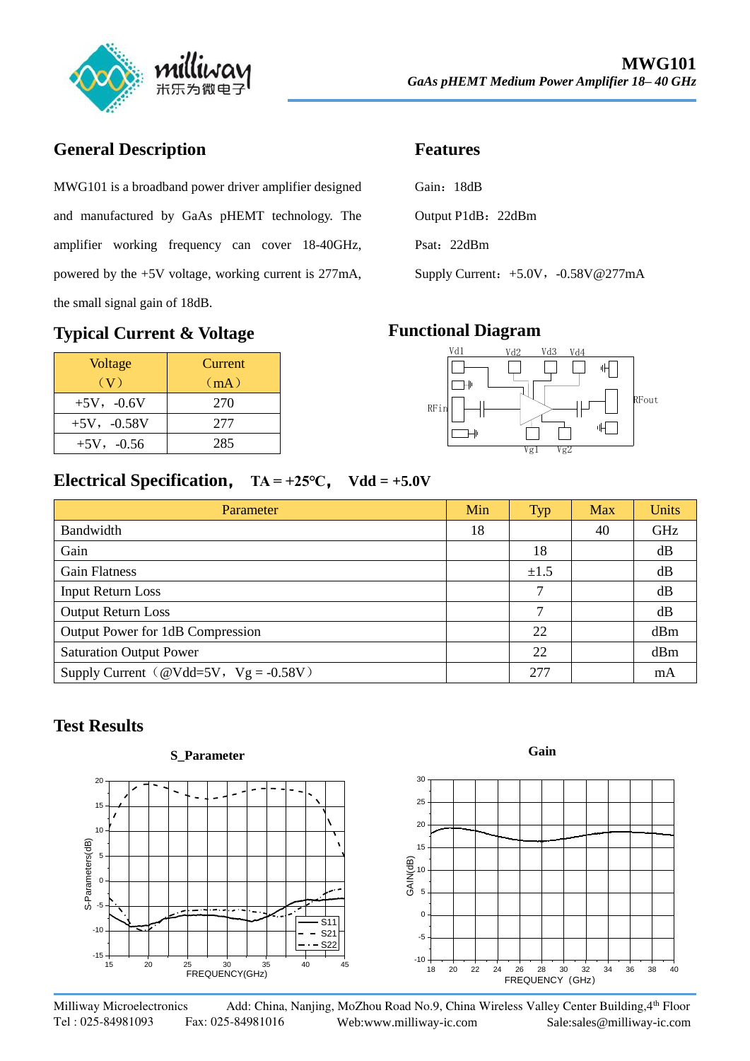# MWG101

***GaAs pHEMT Medium Power Amplifier 18– 40 GHz***

## General Description

MWG101 is a broadband power driver amplifier designed and manufactured by GaAs pHEMT technology. The amplifier working frequency can cover 18-40GHz, powered by the +5V voltage, working current is 277mA, the small signal gain of 18dB.

## Features

Gain：18dB

Output P1dB：22dBm

Psat：22dBm

Supply Current：+5.0V，-0.58V@277mA

## Typical Current & Voltage

| Voltage （V） | Current （mA） |
|---|---|
| +5V，-0.6V | 270 |
| +5V，-0.58V | 277 |
| +5V，-0.56 | 285 |

## Functional Diagram

Vd1 Vd2 Vd3 Vd4

RFin RFout

Vg1 Vg2

## Electrical Specification， TA = +25℃， Vdd = +5.0V

| Parameter | Min | Typ | Max | Units |
|---|---|---|---|---|
| Bandwidth | 18 | | 40 | GHz |
| Gain | | 18 | | dB |
| Gain Flatness | | ±1.5 | | dB |
| Input Return Loss | | 7 | | dB |
| Output Return Loss | | 7 | | dB |
| Output Power for 1dB Compression | | 22 | | dBm |
| Saturation Output Power | | 22 | | dBm |
| Supply Current（@Vdd=5V，Vg = -0.58V） | | 277 | | mA |

## Test Results

**S_Parameter**

S-Parameters(dB) vs. FREQUENCY(GHz) — S11, S21, S22

**Gain**

GAIN(dB) vs. FREQUENCY（GHz）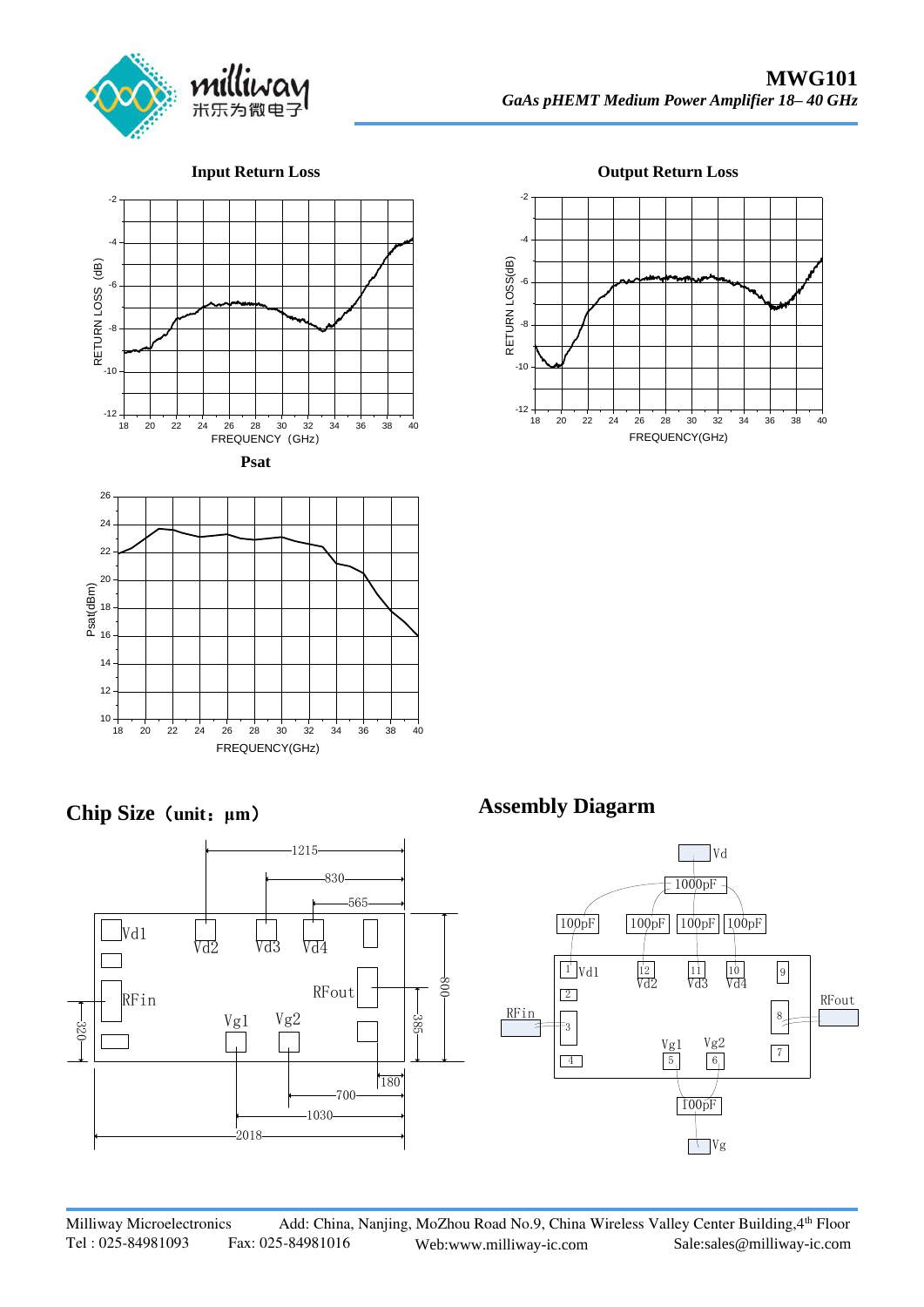**Input Return Loss**

**Output Return Loss**

**Psat**

## Chip Size（unit：µm）

## Assembly Diagarm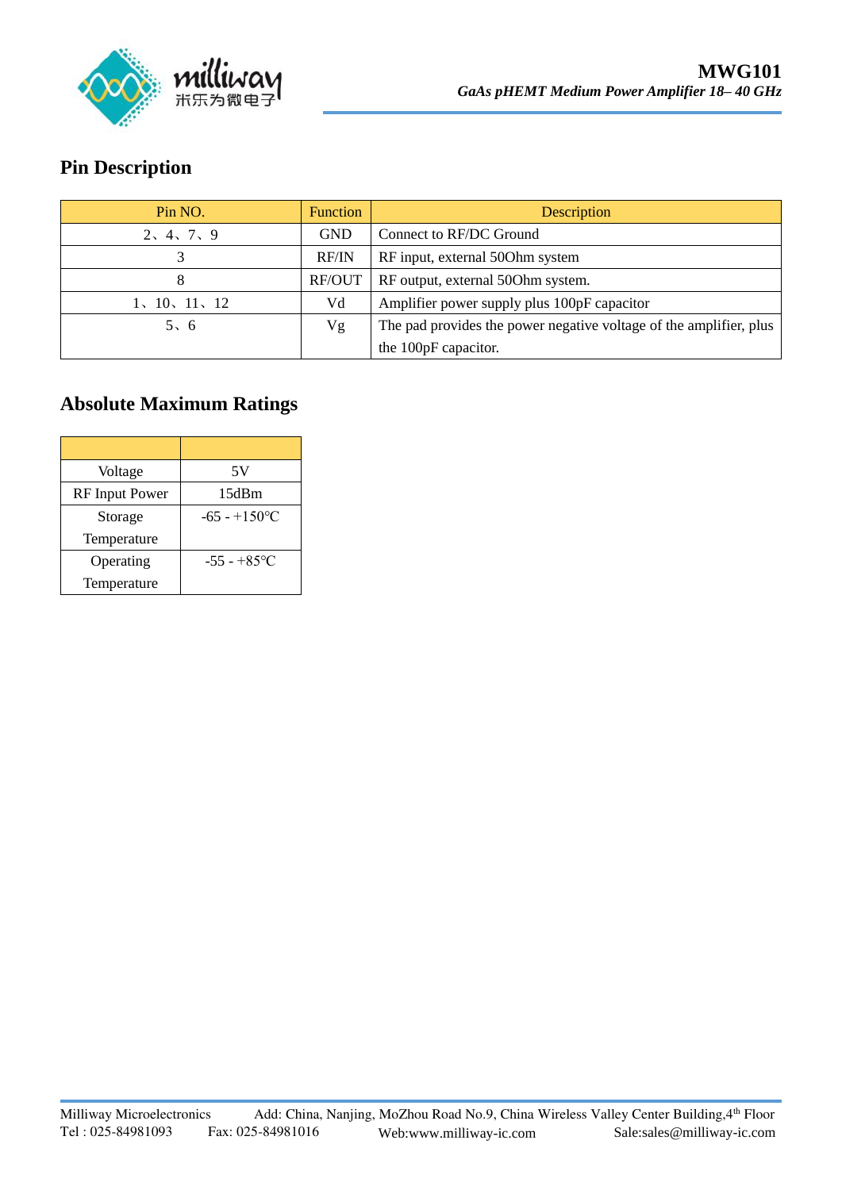## Pin Description

| Pin NO. | Function | Description |
|---|---|---|
| 2、4、7、9 | GND | Connect to RF/DC Ground |
| 3 | RF/IN | RF input, external 50Ohm system |
| 8 | RF/OUT | RF output, external 50Ohm system. |
| 1、10、11、12 | Vd | Amplifier power supply plus 100pF capacitor |
| 5、6 | Vg | The pad provides the power negative voltage of the amplifier, plus the 100pF capacitor. |

## Absolute Maximum Ratings

| | |
|---|---|
| Voltage | 5V |
| RF Input Power | 15dBm |
| Storage Temperature | -65 - +150°C |
| Operating Temperature | -55 - +85°C |